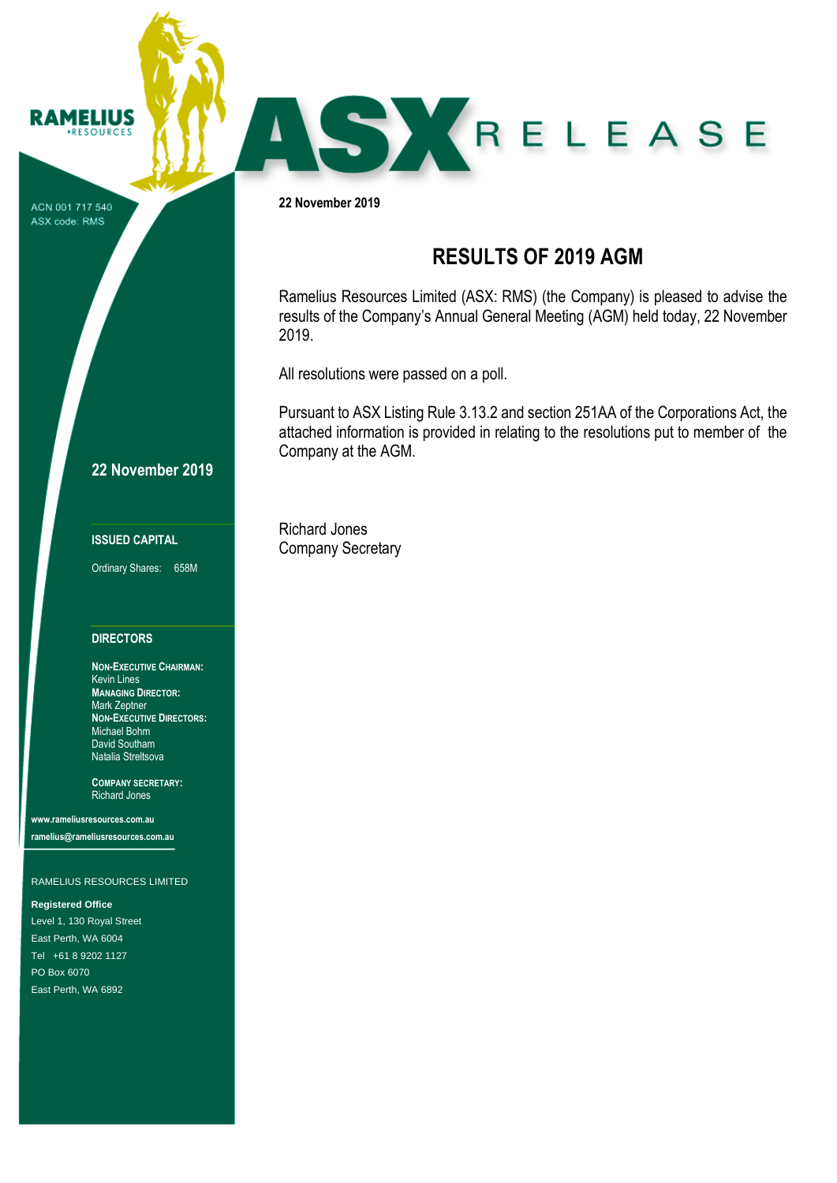RAMELIUS RESOURCES

ACN 001 717 540
ASX code: RMS

# ASX RELEASE

**22 November 2019**

## RESULTS OF 2019 AGM

Ramelius Resources Limited (ASX: RMS) (the Company) is pleased to advise the results of the Company's Annual General Meeting (AGM) held today, 22 November 2019.

All resolutions were passed on a poll.

Pursuant to ASX Listing Rule 3.13.2 and section 251AA of the Corporations Act, the attached information is provided in relating to the resolutions put to member of the Company at the AGM.

Richard Jones
Company Secretary

---

**22 November 2019**

**ISSUED CAPITAL**

Ordinary Shares: 658M

**DIRECTORS**

**NON-EXECUTIVE CHAIRMAN:**
Kevin Lines
**MANAGING DIRECTOR:**
Mark Zeptner
**NON-EXECUTIVE DIRECTORS:**
Michael Bohm
David Southam
Natalia Streltsova

**COMPANY SECRETARY:**
Richard Jones

**www.rameliusresources.com.au**
**ramelius@rameliusresources.com.au**

RAMELIUS RESOURCES LIMITED

**Registered Office**
Level 1, 130 Royal Street
East Perth, WA 6004
Tel +61 8 9202 1127
PO Box 6070
East Perth, WA 6892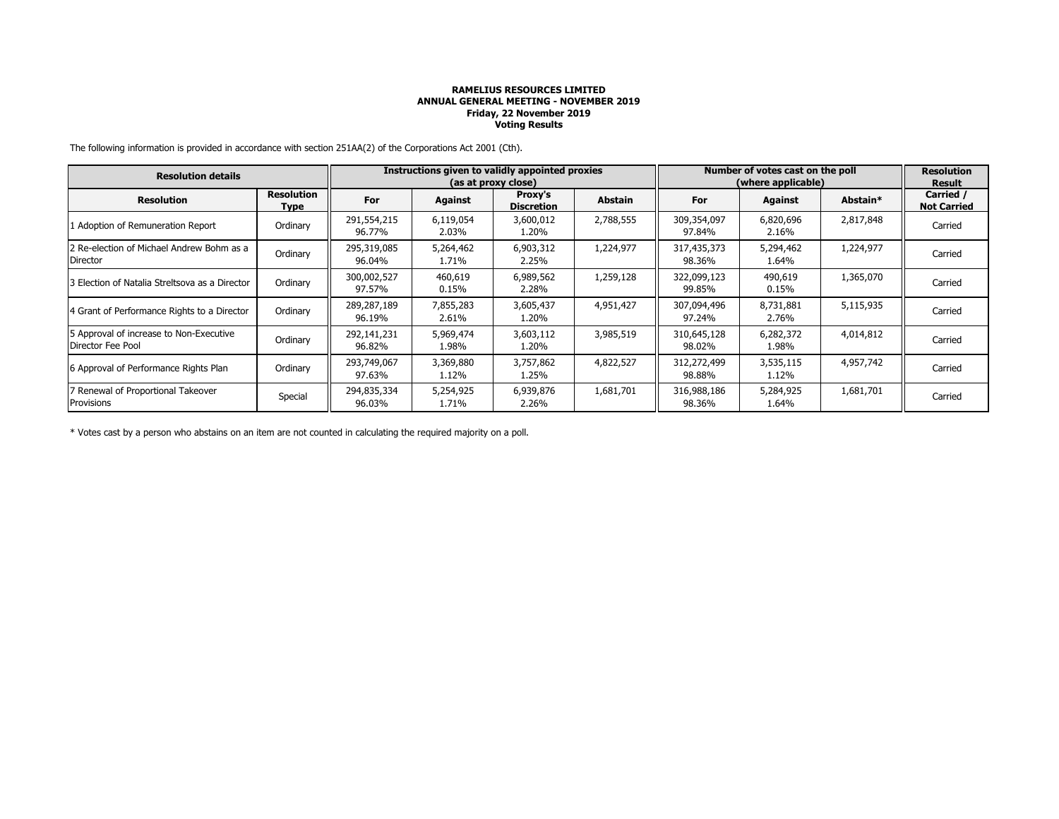**RAMELIUS RESOURCES LIMITED**
**ANNUAL GENERAL MEETING - NOVEMBER 2019**
**Friday, 22 November 2019**
**Voting Results**

The following information is provided in accordance with section 251AA(2) of the Corporations Act 2001 (Cth).

| Resolution details | | Instructions given to validly appointed proxies (as at proxy close) | | | | Number of votes cast on the poll (where applicable) | | | Resolution Result |
|---|---|---|---|---|---|---|---|---|---|
| **Resolution** | **Resolution Type** | **For** | **Against** | **Proxy's Discretion** | **Abstain** | **For** | **Against** | **Abstain*** | **Carried / Not Carried** |
| 1 Adoption of Remuneration Report | Ordinary | 291,554,215 96.77% | 6,119,054 2.03% | 3,600,012 1.20% | 2,788,555 | 309,354,097 97.84% | 6,820,696 2.16% | 2,817,848 | Carried |
| 2 Re-election of Michael Andrew Bohm as a Director | Ordinary | 295,319,085 96.04% | 5,264,462 1.71% | 6,903,312 2.25% | 1,224,977 | 317,435,373 98.36% | 5,294,462 1.64% | 1,224,977 | Carried |
| 3 Election of Natalia Streltsova as a Director | Ordinary | 300,002,527 97.57% | 460,619 0.15% | 6,989,562 2.28% | 1,259,128 | 322,099,123 99.85% | 490,619 0.15% | 1,365,070 | Carried |
| 4 Grant of Performance Rights to a Director | Ordinary | 289,287,189 96.19% | 7,855,283 2.61% | 3,605,437 1.20% | 4,951,427 | 307,094,496 97.24% | 8,731,881 2.76% | 5,115,935 | Carried |
| 5 Approval of increase to Non-Executive Director Fee Pool | Ordinary | 292,141,231 96.82% | 5,969,474 1.98% | 3,603,112 1.20% | 3,985,519 | 310,645,128 98.02% | 6,282,372 1.98% | 4,014,812 | Carried |
| 6 Approval of Performance Rights Plan | Ordinary | 293,749,067 97.63% | 3,369,880 1.12% | 3,757,862 1.25% | 4,822,527 | 312,272,499 98.88% | 3,535,115 1.12% | 4,957,742 | Carried |
| 7 Renewal of Proportional Takeover Provisions | Special | 294,835,334 96.03% | 5,254,925 1.71% | 6,939,876 2.26% | 1,681,701 | 316,988,186 98.36% | 5,284,925 1.64% | 1,681,701 | Carried |

* Votes cast by a person who abstains on an item are not counted in calculating the required majority on a poll.